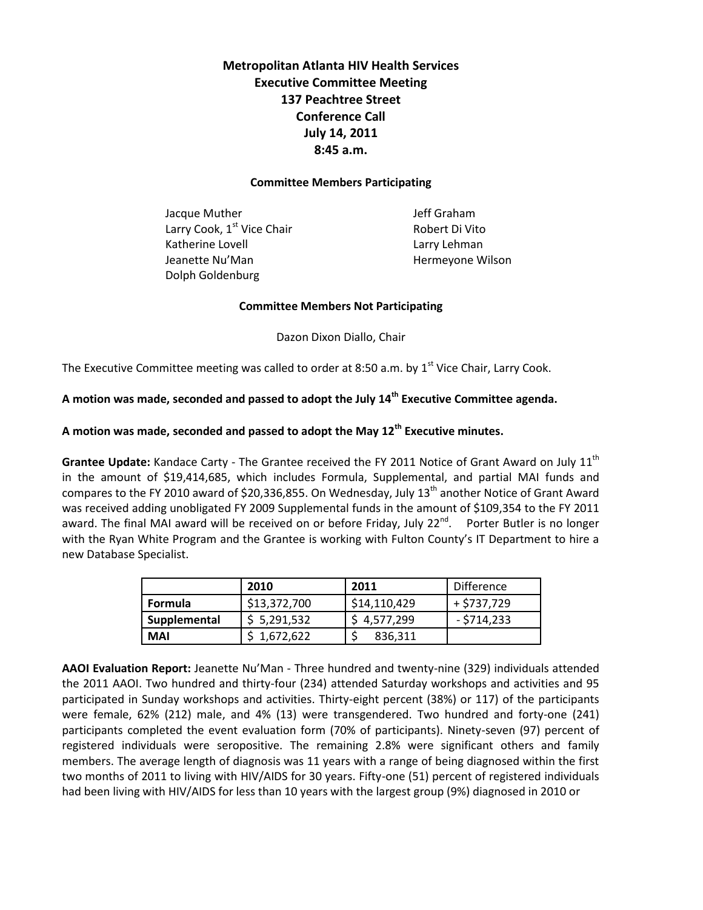# Metropolitan Atlanta HIV Health Services
## Executive Committee Meeting
## 137 Peachtree Street
## Conference Call
## July 14, 2011
## 8:45 a.m.

### Committee Members Participating

Jacque Muther
Larry Cook, 1st Vice Chair
Katherine Lovell
Jeanette Nu'Man
Dolph Goldenburg
Jeff Graham
Robert Di Vito
Larry Lehman
Hermeyone Wilson

### Committee Members Not Participating

Dazon Dixon Diallo, Chair

The Executive Committee meeting was called to order at 8:50 a.m. by 1st Vice Chair, Larry Cook.

**A motion was made, seconded and passed to adopt the July 14th Executive Committee agenda.**

**A motion was made, seconded and passed to adopt the May 12th Executive minutes.**

**Grantee Update:** Kandace Carty - The Grantee received the FY 2011 Notice of Grant Award on July 11th in the amount of $19,414,685, which includes Formula, Supplemental, and partial MAI funds and compares to the FY 2010 award of $20,336,855. On Wednesday, July 13th another Notice of Grant Award was received adding unobligated FY 2009 Supplemental funds in the amount of $109,354 to the FY 2011 award. The final MAI award will be received on or before Friday, July 22nd. Porter Butler is no longer with the Ryan White Program and the Grantee is working with Fulton County's IT Department to hire a new Database Specialist.

| | 2010 | 2011 | Difference |
|---|---|---|---|
| **Formula** | $13,372,700 | $14,110,429 | + $737,729 |
| **Supplemental** | $ 5,291,532 | $ 4,577,299 | - $714,233 |
| **MAI** | $ 1,672,622 | $ 836,311 | |

**AAOI Evaluation Report:** Jeanette Nu'Man - Three hundred and twenty-nine (329) individuals attended the 2011 AAOI. Two hundred and thirty-four (234) attended Saturday workshops and activities and 95 participated in Sunday workshops and activities. Thirty-eight percent (38%) or 117) of the participants were female, 62% (212) male, and 4% (13) were transgendered. Two hundred and forty-one (241) participants completed the event evaluation form (70% of participants). Ninety-seven (97) percent of registered individuals were seropositive. The remaining 2.8% were significant others and family members. The average length of diagnosis was 11 years with a range of being diagnosed within the first two months of 2011 to living with HIV/AIDS for 30 years. Fifty-one (51) percent of registered individuals had been living with HIV/AIDS for less than 10 years with the largest group (9%) diagnosed in 2010 or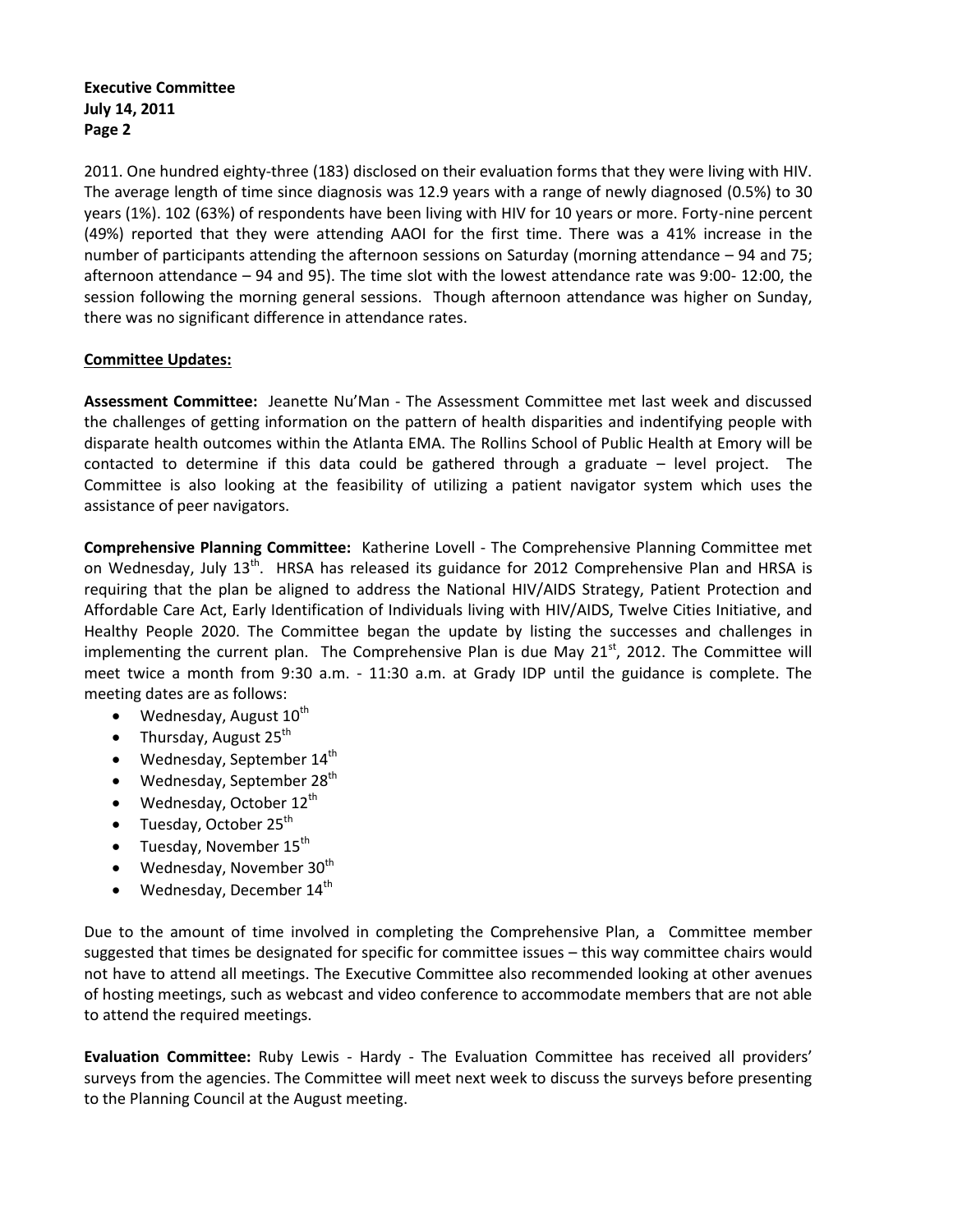2011. One hundred eighty-three (183) disclosed on their evaluation forms that they were living with HIV. The average length of time since diagnosis was 12.9 years with a range of newly diagnosed (0.5%) to 30 years (1%). 102 (63%) of respondents have been living with HIV for 10 years or more. Forty-nine percent (49%) reported that they were attending AAOI for the first time. There was a 41% increase in the number of participants attending the afternoon sessions on Saturday (morning attendance – 94 and 75; afternoon attendance – 94 and 95). The time slot with the lowest attendance rate was 9:00- 12:00, the session following the morning general sessions. Though afternoon attendance was higher on Sunday, there was no significant difference in attendance rates.

**Committee Updates:**

**Assessment Committee:** Jeanette Nu'Man - The Assessment Committee met last week and discussed the challenges of getting information on the pattern of health disparities and indentifying people with disparate health outcomes within the Atlanta EMA. The Rollins School of Public Health at Emory will be contacted to determine if this data could be gathered through a graduate – level project. The Committee is also looking at the feasibility of utilizing a patient navigator system which uses the assistance of peer navigators.

**Comprehensive Planning Committee:** Katherine Lovell - The Comprehensive Planning Committee met on Wednesday, July 13th. HRSA has released its guidance for 2012 Comprehensive Plan and HRSA is requiring that the plan be aligned to address the National HIV/AIDS Strategy, Patient Protection and Affordable Care Act, Early Identification of Individuals living with HIV/AIDS, Twelve Cities Initiative, and Healthy People 2020. The Committee began the update by listing the successes and challenges in implementing the current plan. The Comprehensive Plan is due May 21st, 2012. The Committee will meet twice a month from 9:30 a.m. - 11:30 a.m. at Grady IDP until the guidance is complete. The meeting dates are as follows:

- Wednesday, August 10th
- Thursday, August 25th
- Wednesday, September 14th
- Wednesday, September 28th
- Wednesday, October 12th
- Tuesday, October 25th
- Tuesday, November 15th
- Wednesday, November 30th
- Wednesday, December 14th

Due to the amount of time involved in completing the Comprehensive Plan, a Committee member suggested that times be designated for specific for committee issues – this way committee chairs would not have to attend all meetings. The Executive Committee also recommended looking at other avenues of hosting meetings, such as webcast and video conference to accommodate members that are not able to attend the required meetings.

**Evaluation Committee:** Ruby Lewis - Hardy - The Evaluation Committee has received all providers' surveys from the agencies. The Committee will meet next week to discuss the surveys before presenting to the Planning Council at the August meeting.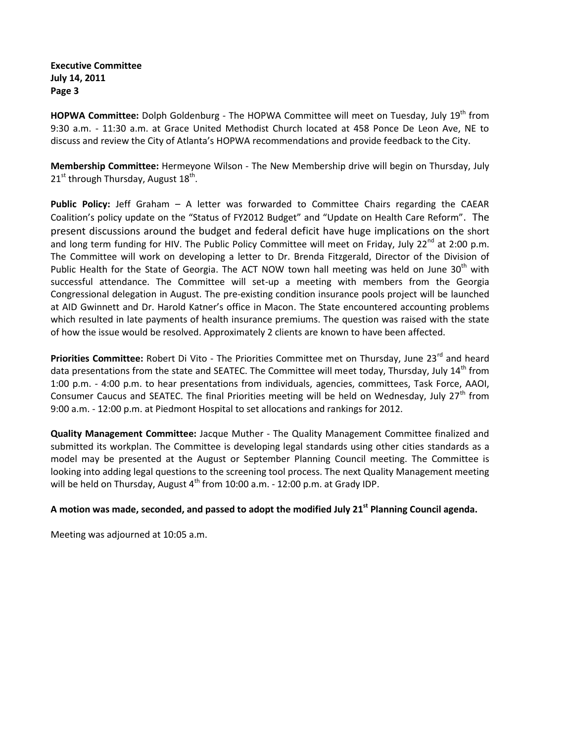**HOPWA Committee:** Dolph Goldenburg - The HOPWA Committee will meet on Tuesday, July 19th from 9:30 a.m. - 11:30 a.m. at Grace United Methodist Church located at 458 Ponce De Leon Ave, NE to discuss and review the City of Atlanta's HOPWA recommendations and provide feedback to the City.

**Membership Committee:** Hermeyone Wilson - The New Membership drive will begin on Thursday, July 21st through Thursday, August 18th.

**Public Policy:** Jeff Graham – A letter was forwarded to Committee Chairs regarding the CAEAR Coalition's policy update on the "Status of FY2012 Budget" and "Update on Health Care Reform". The present discussions around the budget and federal deficit have huge implications on the short and long term funding for HIV. The Public Policy Committee will meet on Friday, July 22nd at 2:00 p.m. The Committee will work on developing a letter to Dr. Brenda Fitzgerald, Director of the Division of Public Health for the State of Georgia. The ACT NOW town hall meeting was held on June 30th with successful attendance. The Committee will set-up a meeting with members from the Georgia Congressional delegation in August. The pre-existing condition insurance pools project will be launched at AID Gwinnett and Dr. Harold Katner's office in Macon. The State encountered accounting problems which resulted in late payments of health insurance premiums. The question was raised with the state of how the issue would be resolved. Approximately 2 clients are known to have been affected.

**Priorities Committee:** Robert Di Vito - The Priorities Committee met on Thursday, June 23rd and heard data presentations from the state and SEATEC. The Committee will meet today, Thursday, July 14th from 1:00 p.m. - 4:00 p.m. to hear presentations from individuals, agencies, committees, Task Force, AAOI, Consumer Caucus and SEATEC. The final Priorities meeting will be held on Wednesday, July 27th from 9:00 a.m. - 12:00 p.m. at Piedmont Hospital to set allocations and rankings for 2012.

**Quality Management Committee:** Jacque Muther - The Quality Management Committee finalized and submitted its workplan. The Committee is developing legal standards using other cities standards as a model may be presented at the August or September Planning Council meeting. The Committee is looking into adding legal questions to the screening tool process. The next Quality Management meeting will be held on Thursday, August 4th from 10:00 a.m. - 12:00 p.m. at Grady IDP.

**A motion was made, seconded, and passed to adopt the modified July 21st Planning Council agenda.**

Meeting was adjourned at 10:05 a.m.